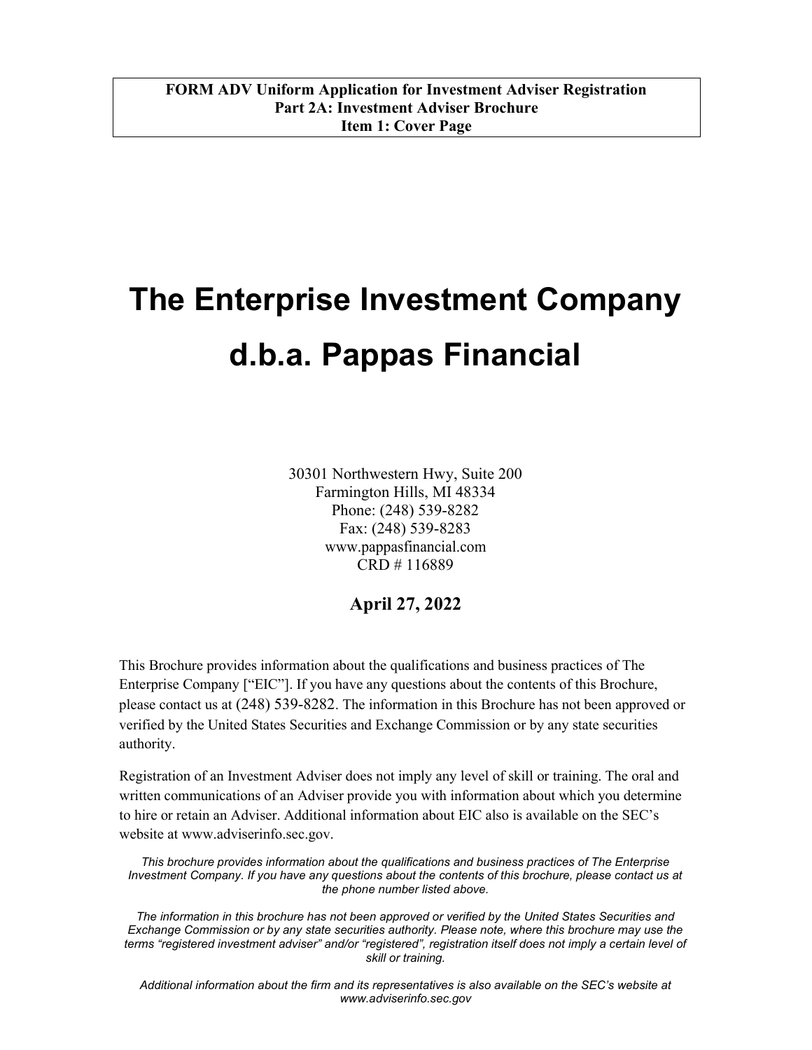**FORM ADV Uniform Application for Investment Adviser Registration**
**Part 2A: Investment Adviser Brochure**
**Item 1: Cover Page**

# The Enterprise Investment Company

# d.b.a. Pappas Financial

30301 Northwestern Hwy, Suite 200
Farmington Hills, MI 48334
Phone: (248) 539-8282
Fax: (248) 539-8283
www.pappasfinancial.com
CRD # 116889

**April 27, 2022**

This Brochure provides information about the qualifications and business practices of The Enterprise Company ["EIC"]. If you have any questions about the contents of this Brochure, please contact us at (248) 539-8282. The information in this Brochure has not been approved or verified by the United States Securities and Exchange Commission or by any state securities authority.

Registration of an Investment Adviser does not imply any level of skill or training. The oral and written communications of an Adviser provide you with information about which you determine to hire or retain an Adviser. Additional information about EIC also is available on the SEC's website at www.adviserinfo.sec.gov.

*This brochure provides information about the qualifications and business practices of The Enterprise Investment Company. If you have any questions about the contents of this brochure, please contact us at the phone number listed above.*

*The information in this brochure has not been approved or verified by the United States Securities and Exchange Commission or by any state securities authority. Please note, where this brochure may use the terms "registered investment adviser" and/or "registered", registration itself does not imply a certain level of skill or training.*

*Additional information about the firm and its representatives is also available on the SEC's website at www.adviserinfo.sec.gov*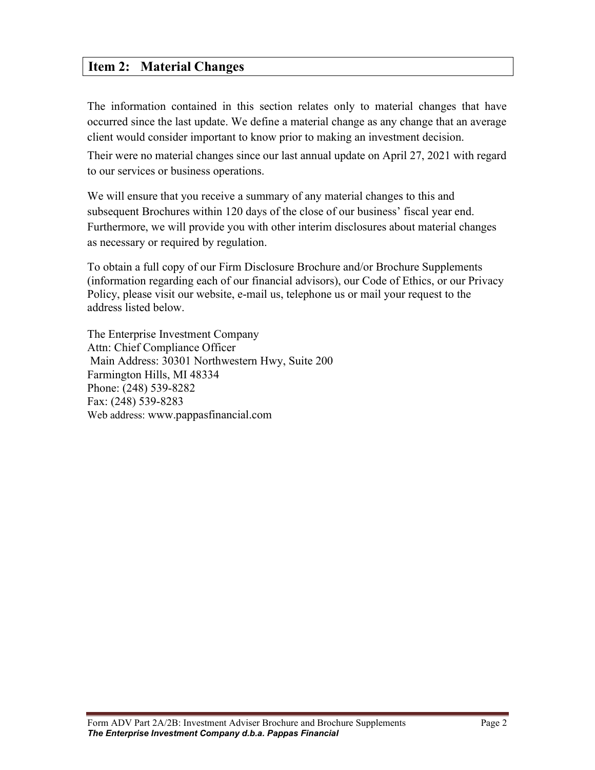## Item 2: Material Changes

The information contained in this section relates only to material changes that have occurred since the last update. We define a material change as any change that an average client would consider important to know prior to making an investment decision.

Their were no material changes since our last annual update on April 27, 2021 with regard to our services or business operations.

We will ensure that you receive a summary of any material changes to this and subsequent Brochures within 120 days of the close of our business' fiscal year end. Furthermore, we will provide you with other interim disclosures about material changes as necessary or required by regulation.

To obtain a full copy of our Firm Disclosure Brochure and/or Brochure Supplements (information regarding each of our financial advisors), our Code of Ethics, or our Privacy Policy, please visit our website, e-mail us, telephone us or mail your request to the address listed below.

The Enterprise Investment Company
Attn: Chief Compliance Officer
Main Address: 30301 Northwestern Hwy, Suite 200
Farmington Hills, MI 48334
Phone: (248) 539-8282
Fax: (248) 539-8283
Web address: www.pappasfinancial.com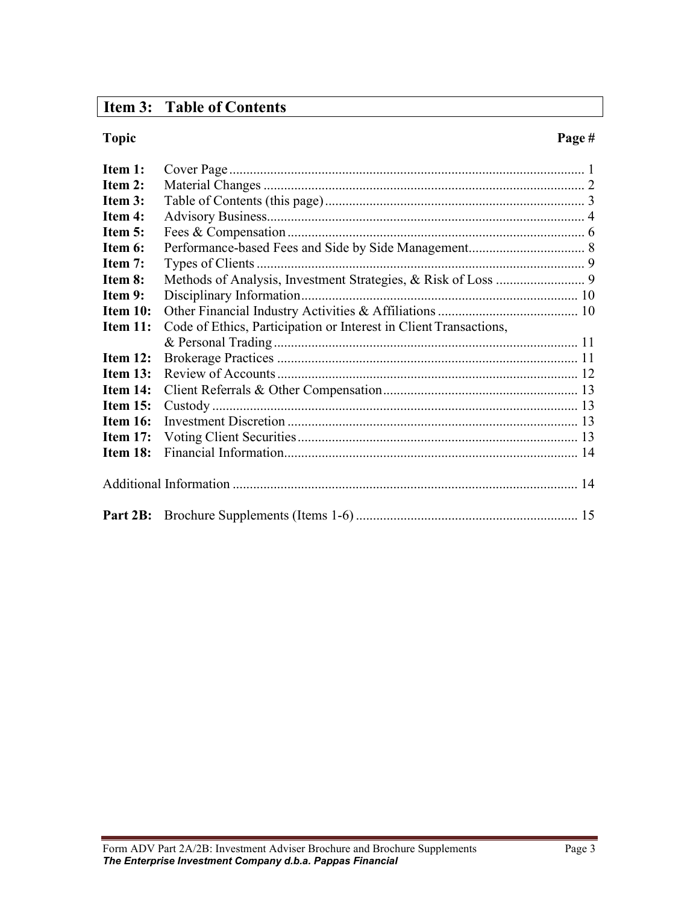## Item 3: Table of Contents

| Topic | | Page # |
|---|---|---|
| **Item 1:** | Cover Page | 1 |
| **Item 2:** | Material Changes | 2 |
| **Item 3:** | Table of Contents (this page) | 3 |
| **Item 4:** | Advisory Business | 4 |
| **Item 5:** | Fees & Compensation | 6 |
| **Item 6:** | Performance-based Fees and Side by Side Management | 8 |
| **Item 7:** | Types of Clients | 9 |
| **Item 8:** | Methods of Analysis, Investment Strategies, & Risk of Loss | 9 |
| **Item 9:** | Disciplinary Information | 10 |
| **Item 10:** | Other Financial Industry Activities & Affiliations | 10 |
| **Item 11:** | Code of Ethics, Participation or Interest in Client Transactions, & Personal Trading | 11 |
| **Item 12:** | Brokerage Practices | 11 |
| **Item 13:** | Review of Accounts | 12 |
| **Item 14:** | Client Referrals & Other Compensation | 13 |
| **Item 15:** | Custody | 13 |
| **Item 16:** | Investment Discretion | 13 |
| **Item 17:** | Voting Client Securities | 13 |
| **Item 18:** | Financial Information | 14 |
| Additional Information | | 14 |
| **Part 2B:** | Brochure Supplements (Items 1-6) | 15 |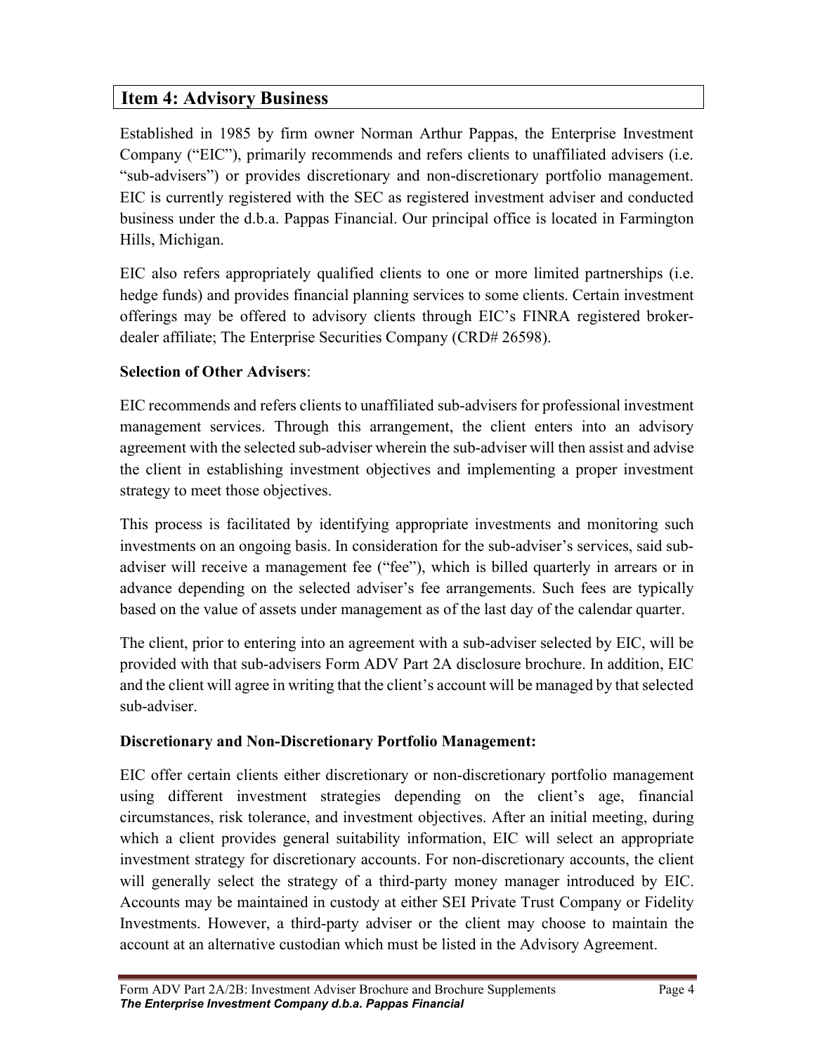## Item 4: Advisory Business

Established in 1985 by firm owner Norman Arthur Pappas, the Enterprise Investment Company ("EIC"), primarily recommends and refers clients to unaffiliated advisers (i.e. "sub-advisers") or provides discretionary and non-discretionary portfolio management. EIC is currently registered with the SEC as registered investment adviser and conducted business under the d.b.a. Pappas Financial. Our principal office is located in Farmington Hills, Michigan.

EIC also refers appropriately qualified clients to one or more limited partnerships (i.e. hedge funds) and provides financial planning services to some clients. Certain investment offerings may be offered to advisory clients through EIC's FINRA registered broker-dealer affiliate; The Enterprise Securities Company (CRD# 26598).

**Selection of Other Advisers**:

EIC recommends and refers clients to unaffiliated sub-advisers for professional investment management services. Through this arrangement, the client enters into an advisory agreement with the selected sub-adviser wherein the sub-adviser will then assist and advise the client in establishing investment objectives and implementing a proper investment strategy to meet those objectives.

This process is facilitated by identifying appropriate investments and monitoring such investments on an ongoing basis. In consideration for the sub-adviser's services, said sub-adviser will receive a management fee ("fee"), which is billed quarterly in arrears or in advance depending on the selected adviser's fee arrangements. Such fees are typically based on the value of assets under management as of the last day of the calendar quarter.

The client, prior to entering into an agreement with a sub-adviser selected by EIC, will be provided with that sub-advisers Form ADV Part 2A disclosure brochure. In addition, EIC and the client will agree in writing that the client's account will be managed by that selected sub-adviser.

**Discretionary and Non-Discretionary Portfolio Management:**

EIC offer certain clients either discretionary or non-discretionary portfolio management using different investment strategies depending on the client's age, financial circumstances, risk tolerance, and investment objectives. After an initial meeting, during which a client provides general suitability information, EIC will select an appropriate investment strategy for discretionary accounts. For non-discretionary accounts, the client will generally select the strategy of a third-party money manager introduced by EIC. Accounts may be maintained in custody at either SEI Private Trust Company or Fidelity Investments. However, a third-party adviser or the client may choose to maintain the account at an alternative custodian which must be listed in the Advisory Agreement.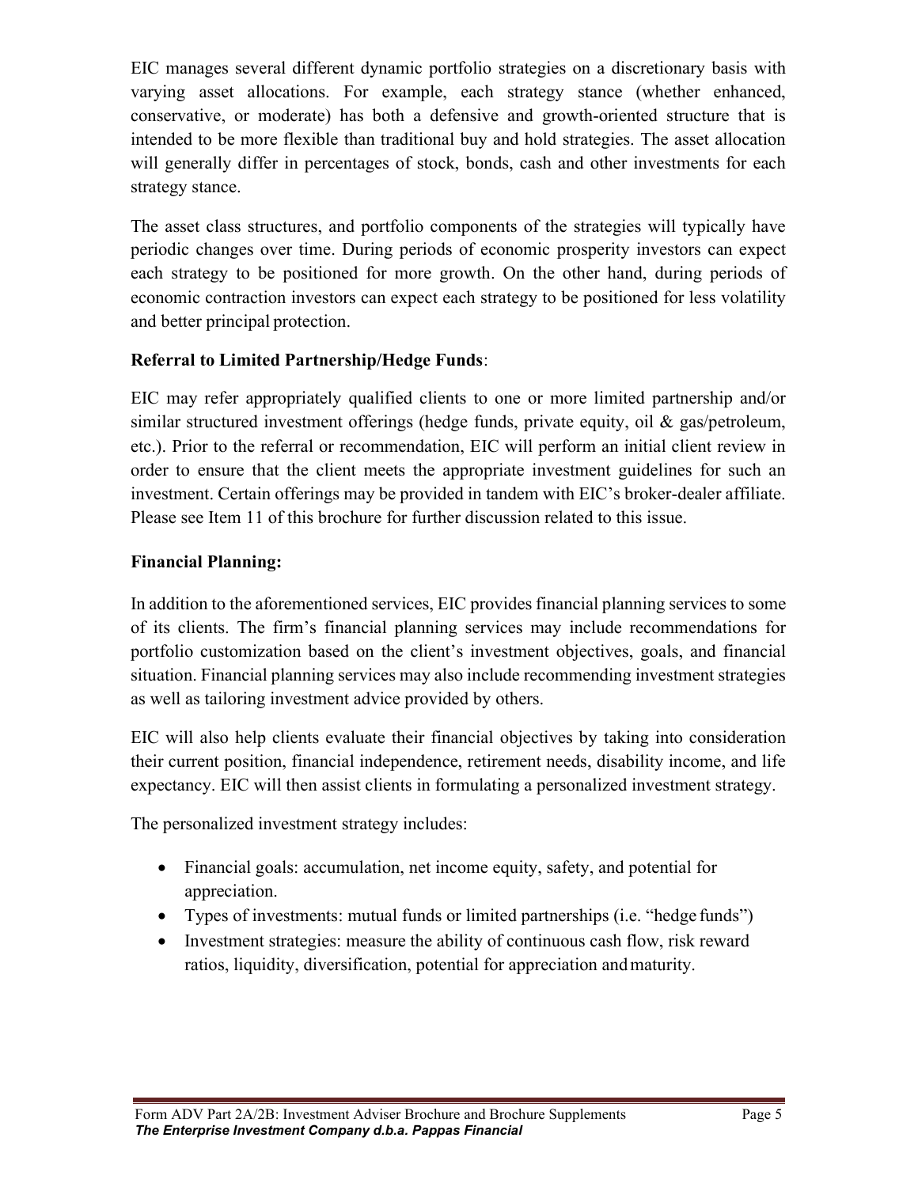EIC manages several different dynamic portfolio strategies on a discretionary basis with varying asset allocations. For example, each strategy stance (whether enhanced, conservative, or moderate) has both a defensive and growth-oriented structure that is intended to be more flexible than traditional buy and hold strategies. The asset allocation will generally differ in percentages of stock, bonds, cash and other investments for each strategy stance.

The asset class structures, and portfolio components of the strategies will typically have periodic changes over time. During periods of economic prosperity investors can expect each strategy to be positioned for more growth. On the other hand, during periods of economic contraction investors can expect each strategy to be positioned for less volatility and better principal protection.

**Referral to Limited Partnership/Hedge Funds**:

EIC may refer appropriately qualified clients to one or more limited partnership and/or similar structured investment offerings (hedge funds, private equity, oil & gas/petroleum, etc.). Prior to the referral or recommendation, EIC will perform an initial client review in order to ensure that the client meets the appropriate investment guidelines for such an investment. Certain offerings may be provided in tandem with EIC's broker-dealer affiliate. Please see Item 11 of this brochure for further discussion related to this issue.

**Financial Planning:**

In addition to the aforementioned services, EIC provides financial planning services to some of its clients. The firm's financial planning services may include recommendations for portfolio customization based on the client's investment objectives, goals, and financial situation. Financial planning services may also include recommending investment strategies as well as tailoring investment advice provided by others.

EIC will also help clients evaluate their financial objectives by taking into consideration their current position, financial independence, retirement needs, disability income, and life expectancy. EIC will then assist clients in formulating a personalized investment strategy.

The personalized investment strategy includes:

- Financial goals: accumulation, net income equity, safety, and potential for appreciation.
- Types of investments: mutual funds or limited partnerships (i.e. "hedge funds")
- Investment strategies: measure the ability of continuous cash flow, risk reward ratios, liquidity, diversification, potential for appreciation and maturity.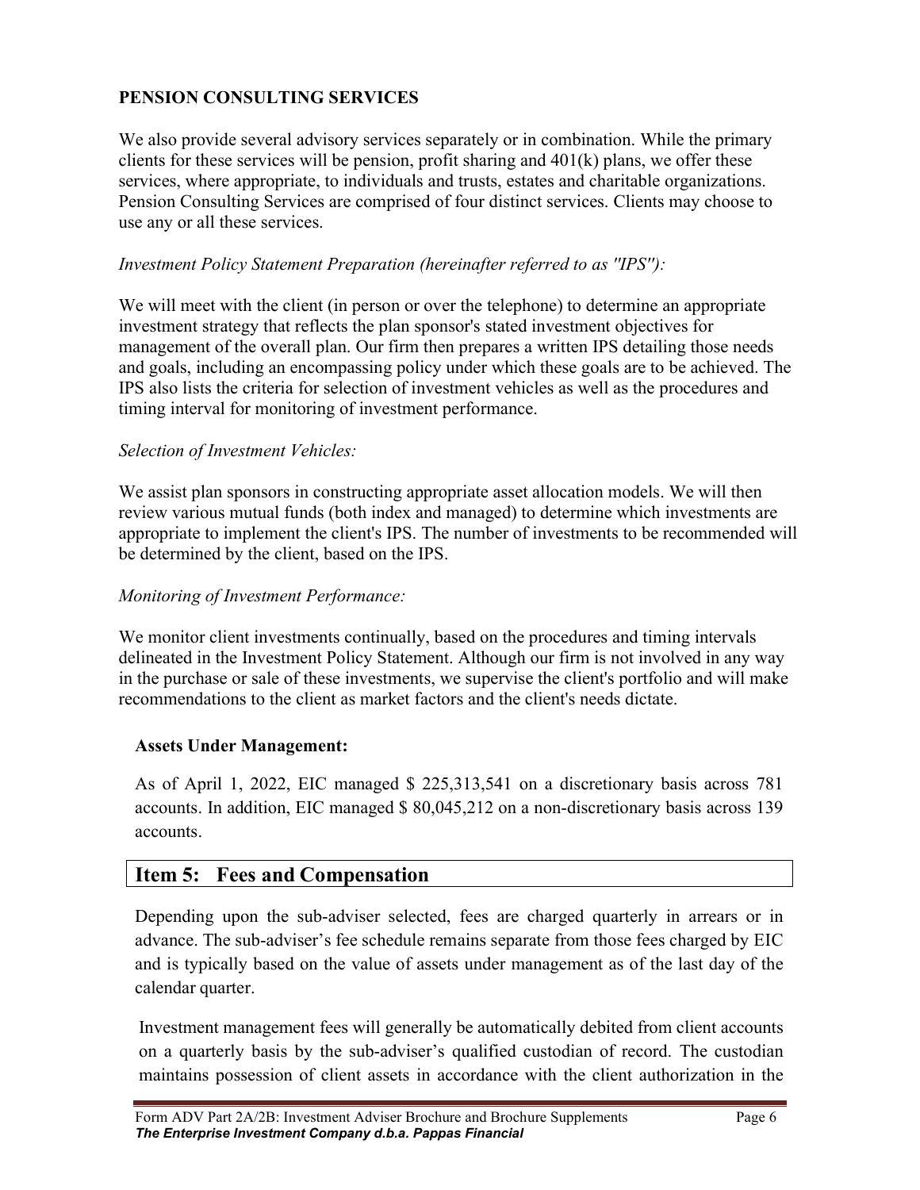**PENSION CONSULTING SERVICES**

We also provide several advisory services separately or in combination. While the primary clients for these services will be pension, profit sharing and 401(k) plans, we offer these services, where appropriate, to individuals and trusts, estates and charitable organizations. Pension Consulting Services are comprised of four distinct services. Clients may choose to use any or all these services.

*Investment Policy Statement Preparation (hereinafter referred to as "IPS"):*

We will meet with the client (in person or over the telephone) to determine an appropriate investment strategy that reflects the plan sponsor's stated investment objectives for management of the overall plan. Our firm then prepares a written IPS detailing those needs and goals, including an encompassing policy under which these goals are to be achieved. The IPS also lists the criteria for selection of investment vehicles as well as the procedures and timing interval for monitoring of investment performance.

*Selection of Investment Vehicles:*

We assist plan sponsors in constructing appropriate asset allocation models. We will then review various mutual funds (both index and managed) to determine which investments are appropriate to implement the client's IPS. The number of investments to be recommended will be determined by the client, based on the IPS.

*Monitoring of Investment Performance:*

We monitor client investments continually, based on the procedures and timing intervals delineated in the Investment Policy Statement. Although our firm is not involved in any way in the purchase or sale of these investments, we supervise the client's portfolio and will make recommendations to the client as market factors and the client's needs dictate.

**Assets Under Management:**

As of April 1, 2022, EIC managed $ 225,313,541 on a discretionary basis across 781 accounts. In addition, EIC managed $ 80,045,212 on a non-discretionary basis across 139 accounts.

## Item 5: Fees and Compensation

Depending upon the sub-adviser selected, fees are charged quarterly in arrears or in advance. The sub-adviser's fee schedule remains separate from those fees charged by EIC and is typically based on the value of assets under management as of the last day of the calendar quarter.

Investment management fees will generally be automatically debited from client accounts on a quarterly basis by the sub-adviser's qualified custodian of record. The custodian maintains possession of client assets in accordance with the client authorization in the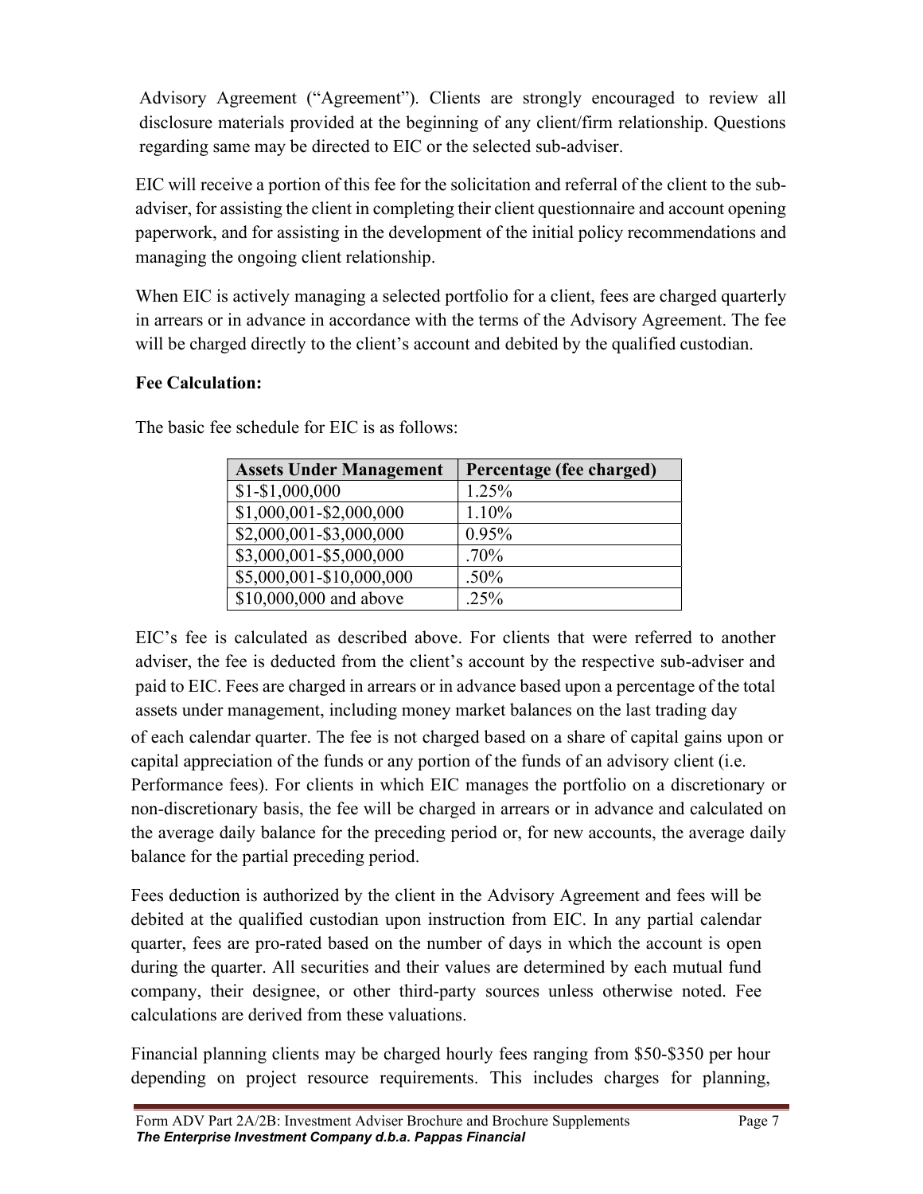Advisory Agreement ("Agreement"). Clients are strongly encouraged to review all disclosure materials provided at the beginning of any client/firm relationship. Questions regarding same may be directed to EIC or the selected sub-adviser.

EIC will receive a portion of this fee for the solicitation and referral of the client to the sub-adviser, for assisting the client in completing their client questionnaire and account opening paperwork, and for assisting in the development of the initial policy recommendations and managing the ongoing client relationship.

When EIC is actively managing a selected portfolio for a client, fees are charged quarterly in arrears or in advance in accordance with the terms of the Advisory Agreement. The fee will be charged directly to the client's account and debited by the qualified custodian.

**Fee Calculation:**

The basic fee schedule for EIC is as follows:

| Assets Under Management | Percentage (fee charged) |
|---|---|
| $1-$1,000,000 | 1.25% |
| $1,000,001-$2,000,000 | 1.10% |
| $2,000,001-$3,000,000 | 0.95% |
| $3,000,001-$5,000,000 | .70% |
| $5,000,001-$10,000,000 | .50% |
| $10,000,000 and above | .25% |

EIC's fee is calculated as described above. For clients that were referred to another adviser, the fee is deducted from the client's account by the respective sub-adviser and paid to EIC. Fees are charged in arrears or in advance based upon a percentage of the total assets under management, including money market balances on the last trading day of each calendar quarter. The fee is not charged based on a share of capital gains upon or capital appreciation of the funds or any portion of the funds of an advisory client (i.e. Performance fees). For clients in which EIC manages the portfolio on a discretionary or non-discretionary basis, the fee will be charged in arrears or in advance and calculated on the average daily balance for the preceding period or, for new accounts, the average daily balance for the partial preceding period.

Fees deduction is authorized by the client in the Advisory Agreement and fees will be debited at the qualified custodian upon instruction from EIC. In any partial calendar quarter, fees are pro-rated based on the number of days in which the account is open during the quarter. All securities and their values are determined by each mutual fund company, their designee, or other third-party sources unless otherwise noted. Fee calculations are derived from these valuations.

Financial planning clients may be charged hourly fees ranging from $50-$350 per hour depending on project resource requirements. This includes charges for planning,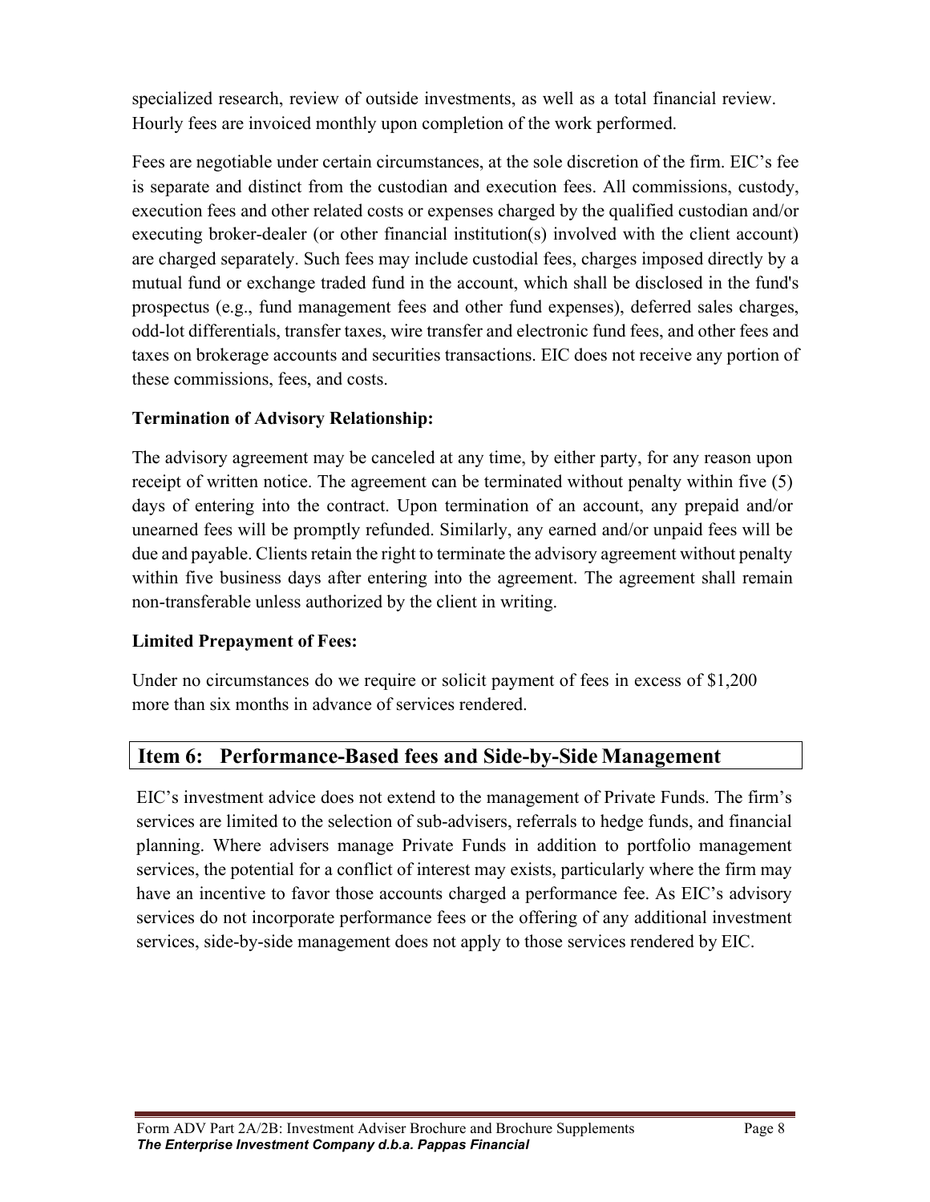specialized research, review of outside investments, as well as a total financial review. Hourly fees are invoiced monthly upon completion of the work performed.

Fees are negotiable under certain circumstances, at the sole discretion of the firm. EIC's fee is separate and distinct from the custodian and execution fees. All commissions, custody, execution fees and other related costs or expenses charged by the qualified custodian and/or executing broker-dealer (or other financial institution(s) involved with the client account) are charged separately. Such fees may include custodial fees, charges imposed directly by a mutual fund or exchange traded fund in the account, which shall be disclosed in the fund's prospectus (e.g., fund management fees and other fund expenses), deferred sales charges, odd-lot differentials, transfer taxes, wire transfer and electronic fund fees, and other fees and taxes on brokerage accounts and securities transactions. EIC does not receive any portion of these commissions, fees, and costs.

**Termination of Advisory Relationship:**

The advisory agreement may be canceled at any time, by either party, for any reason upon receipt of written notice. The agreement can be terminated without penalty within five (5) days of entering into the contract. Upon termination of an account, any prepaid and/or unearned fees will be promptly refunded. Similarly, any earned and/or unpaid fees will be due and payable. Clients retain the right to terminate the advisory agreement without penalty within five business days after entering into the agreement. The agreement shall remain non-transferable unless authorized by the client in writing.

**Limited Prepayment of Fees:**

Under no circumstances do we require or solicit payment of fees in excess of $1,200 more than six months in advance of services rendered.

## Item 6: Performance-Based fees and Side-by-Side Management

EIC's investment advice does not extend to the management of Private Funds. The firm's services are limited to the selection of sub-advisers, referrals to hedge funds, and financial planning. Where advisers manage Private Funds in addition to portfolio management services, the potential for a conflict of interest may exists, particularly where the firm may have an incentive to favor those accounts charged a performance fee. As EIC's advisory services do not incorporate performance fees or the offering of any additional investment services, side-by-side management does not apply to those services rendered by EIC.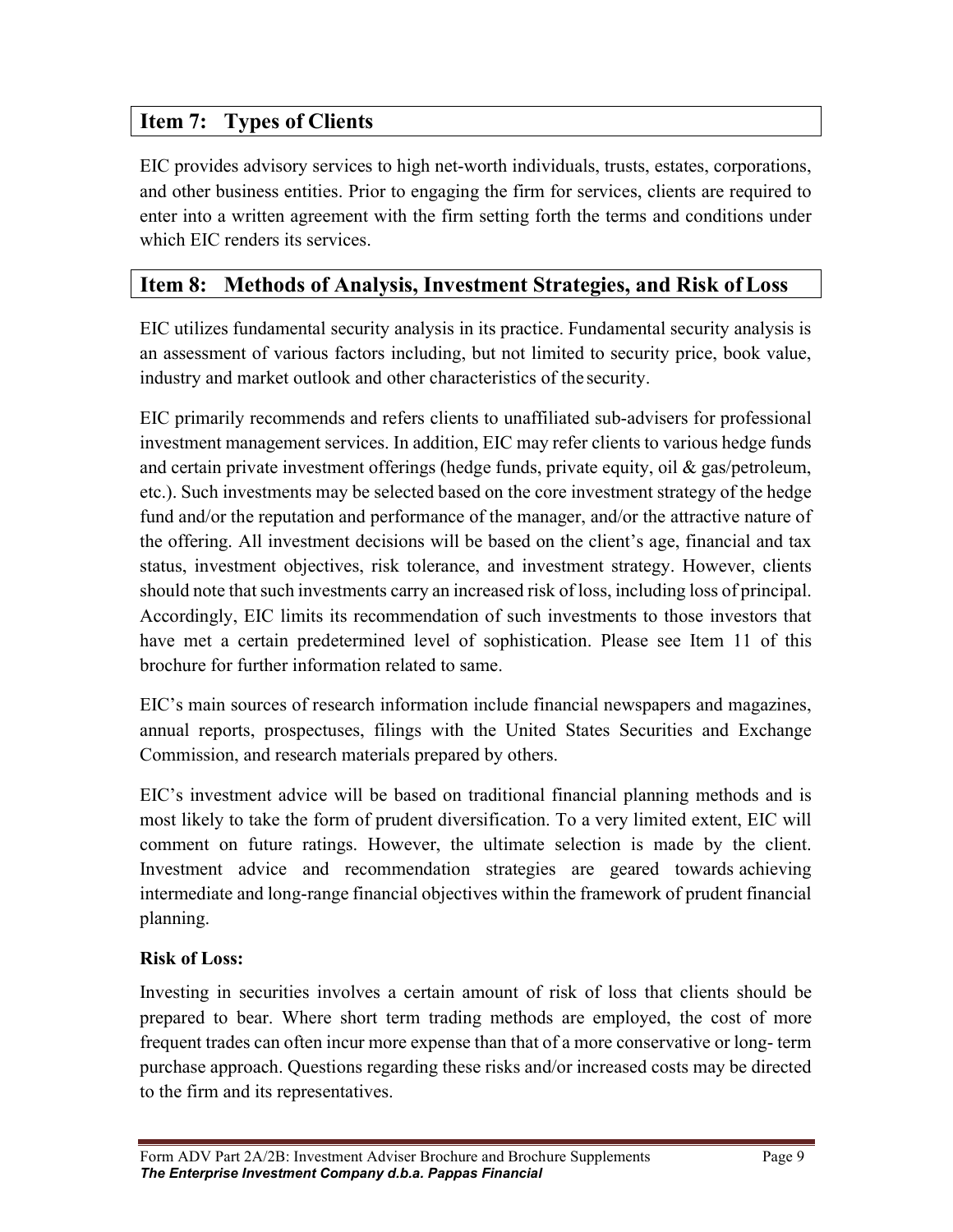## Item 7: Types of Clients

EIC provides advisory services to high net-worth individuals, trusts, estates, corporations, and other business entities. Prior to engaging the firm for services, clients are required to enter into a written agreement with the firm setting forth the terms and conditions under which EIC renders its services.

## Item 8: Methods of Analysis, Investment Strategies, and Risk of Loss

EIC utilizes fundamental security analysis in its practice. Fundamental security analysis is an assessment of various factors including, but not limited to security price, book value, industry and market outlook and other characteristics of the security.

EIC primarily recommends and refers clients to unaffiliated sub-advisers for professional investment management services. In addition, EIC may refer clients to various hedge funds and certain private investment offerings (hedge funds, private equity, oil & gas/petroleum, etc.). Such investments may be selected based on the core investment strategy of the hedge fund and/or the reputation and performance of the manager, and/or the attractive nature of the offering. All investment decisions will be based on the client's age, financial and tax status, investment objectives, risk tolerance, and investment strategy. However, clients should note that such investments carry an increased risk of loss, including loss of principal. Accordingly, EIC limits its recommendation of such investments to those investors that have met a certain predetermined level of sophistication. Please see Item 11 of this brochure for further information related to same.

EIC's main sources of research information include financial newspapers and magazines, annual reports, prospectuses, filings with the United States Securities and Exchange Commission, and research materials prepared by others.

EIC's investment advice will be based on traditional financial planning methods and is most likely to take the form of prudent diversification. To a very limited extent, EIC will comment on future ratings. However, the ultimate selection is made by the client. Investment advice and recommendation strategies are geared towards achieving intermediate and long-range financial objectives within the framework of prudent financial planning.

**Risk of Loss:**

Investing in securities involves a certain amount of risk of loss that clients should be prepared to bear. Where short term trading methods are employed, the cost of more frequent trades can often incur more expense than that of a more conservative or long- term purchase approach. Questions regarding these risks and/or increased costs may be directed to the firm and its representatives.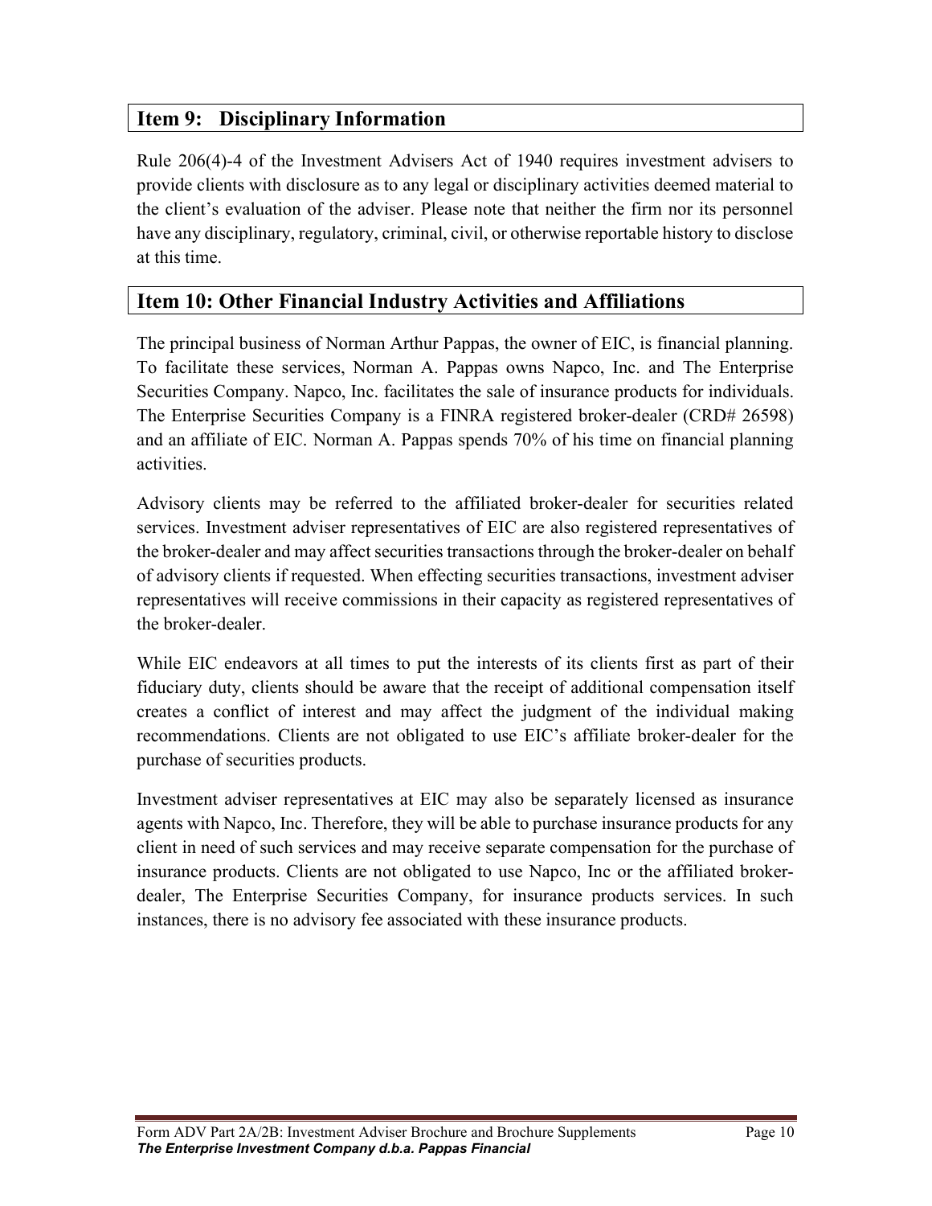## Item 9: Disciplinary Information

Rule 206(4)-4 of the Investment Advisers Act of 1940 requires investment advisers to provide clients with disclosure as to any legal or disciplinary activities deemed material to the client's evaluation of the adviser. Please note that neither the firm nor its personnel have any disciplinary, regulatory, criminal, civil, or otherwise reportable history to disclose at this time.

## Item 10: Other Financial Industry Activities and Affiliations

The principal business of Norman Arthur Pappas, the owner of EIC, is financial planning. To facilitate these services, Norman A. Pappas owns Napco, Inc. and The Enterprise Securities Company. Napco, Inc. facilitates the sale of insurance products for individuals. The Enterprise Securities Company is a FINRA registered broker-dealer (CRD# 26598) and an affiliate of EIC. Norman A. Pappas spends 70% of his time on financial planning activities.

Advisory clients may be referred to the affiliated broker-dealer for securities related services. Investment adviser representatives of EIC are also registered representatives of the broker-dealer and may affect securities transactions through the broker-dealer on behalf of advisory clients if requested. When effecting securities transactions, investment adviser representatives will receive commissions in their capacity as registered representatives of the broker-dealer.

While EIC endeavors at all times to put the interests of its clients first as part of their fiduciary duty, clients should be aware that the receipt of additional compensation itself creates a conflict of interest and may affect the judgment of the individual making recommendations. Clients are not obligated to use EIC's affiliate broker-dealer for the purchase of securities products.

Investment adviser representatives at EIC may also be separately licensed as insurance agents with Napco, Inc. Therefore, they will be able to purchase insurance products for any client in need of such services and may receive separate compensation for the purchase of insurance products. Clients are not obligated to use Napco, Inc or the affiliated broker-dealer, The Enterprise Securities Company, for insurance products services. In such instances, there is no advisory fee associated with these insurance products.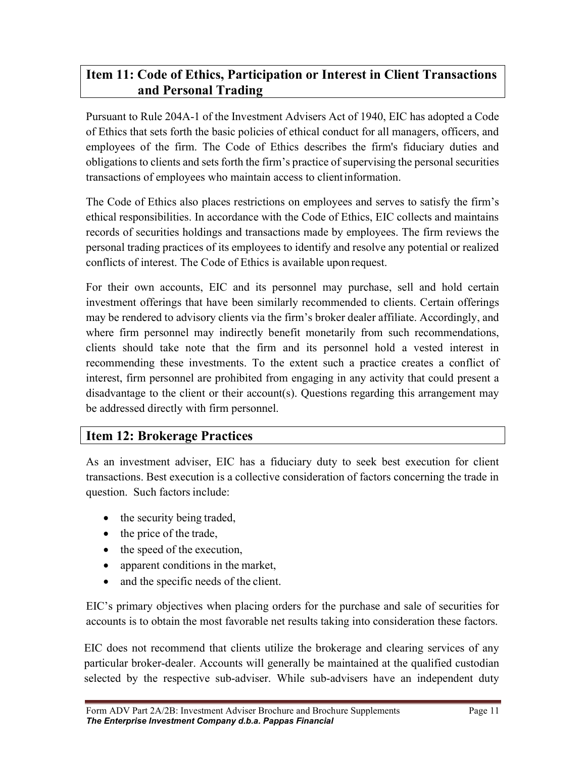## Item 11: Code of Ethics, Participation or Interest in Client Transactions and Personal Trading

Pursuant to Rule 204A-1 of the Investment Advisers Act of 1940, EIC has adopted a Code of Ethics that sets forth the basic policies of ethical conduct for all managers, officers, and employees of the firm. The Code of Ethics describes the firm's fiduciary duties and obligations to clients and sets forth the firm's practice of supervising the personal securities transactions of employees who maintain access to client information.

The Code of Ethics also places restrictions on employees and serves to satisfy the firm's ethical responsibilities. In accordance with the Code of Ethics, EIC collects and maintains records of securities holdings and transactions made by employees. The firm reviews the personal trading practices of its employees to identify and resolve any potential or realized conflicts of interest. The Code of Ethics is available upon request.

For their own accounts, EIC and its personnel may purchase, sell and hold certain investment offerings that have been similarly recommended to clients. Certain offerings may be rendered to advisory clients via the firm's broker dealer affiliate. Accordingly, and where firm personnel may indirectly benefit monetarily from such recommendations, clients should take note that the firm and its personnel hold a vested interest in recommending these investments. To the extent such a practice creates a conflict of interest, firm personnel are prohibited from engaging in any activity that could present a disadvantage to the client or their account(s). Questions regarding this arrangement may be addressed directly with firm personnel.

## Item 12: Brokerage Practices

As an investment adviser, EIC has a fiduciary duty to seek best execution for client transactions. Best execution is a collective consideration of factors concerning the trade in question. Such factors include:

- the security being traded,
- the price of the trade,
- the speed of the execution,
- apparent conditions in the market,
- and the specific needs of the client.

EIC's primary objectives when placing orders for the purchase and sale of securities for accounts is to obtain the most favorable net results taking into consideration these factors.

EIC does not recommend that clients utilize the brokerage and clearing services of any particular broker-dealer. Accounts will generally be maintained at the qualified custodian selected by the respective sub-adviser. While sub-advisers have an independent duty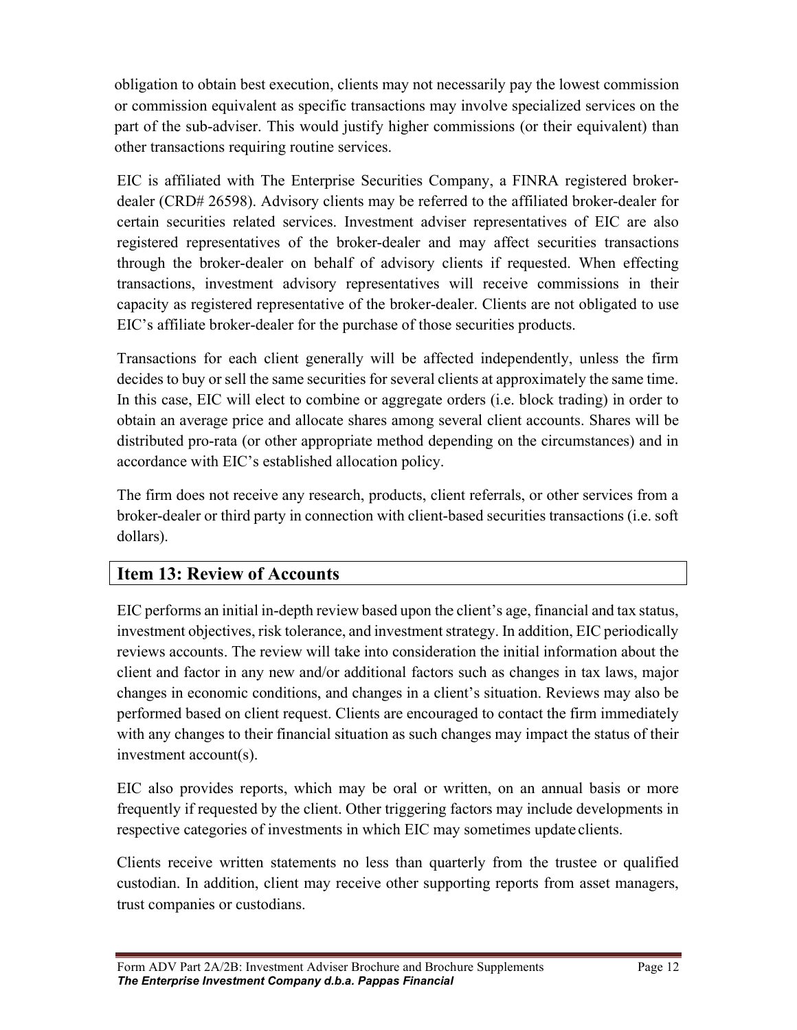obligation to obtain best execution, clients may not necessarily pay the lowest commission or commission equivalent as specific transactions may involve specialized services on the part of the sub-adviser. This would justify higher commissions (or their equivalent) than other transactions requiring routine services.

EIC is affiliated with The Enterprise Securities Company, a FINRA registered broker-dealer (CRD# 26598). Advisory clients may be referred to the affiliated broker-dealer for certain securities related services. Investment adviser representatives of EIC are also registered representatives of the broker-dealer and may affect securities transactions through the broker-dealer on behalf of advisory clients if requested. When effecting transactions, investment advisory representatives will receive commissions in their capacity as registered representative of the broker-dealer. Clients are not obligated to use EIC's affiliate broker-dealer for the purchase of those securities products.

Transactions for each client generally will be affected independently, unless the firm decides to buy or sell the same securities for several clients at approximately the same time. In this case, EIC will elect to combine or aggregate orders (i.e. block trading) in order to obtain an average price and allocate shares among several client accounts. Shares will be distributed pro-rata (or other appropriate method depending on the circumstances) and in accordance with EIC's established allocation policy.

The firm does not receive any research, products, client referrals, or other services from a broker-dealer or third party in connection with client-based securities transactions (i.e. soft dollars).

## Item 13: Review of Accounts

EIC performs an initial in-depth review based upon the client's age, financial and tax status, investment objectives, risk tolerance, and investment strategy. In addition, EIC periodically reviews accounts. The review will take into consideration the initial information about the client and factor in any new and/or additional factors such as changes in tax laws, major changes in economic conditions, and changes in a client's situation. Reviews may also be performed based on client request. Clients are encouraged to contact the firm immediately with any changes to their financial situation as such changes may impact the status of their investment account(s).

EIC also provides reports, which may be oral or written, on an annual basis or more frequently if requested by the client. Other triggering factors may include developments in respective categories of investments in which EIC may sometimes update clients.

Clients receive written statements no less than quarterly from the trustee or qualified custodian. In addition, client may receive other supporting reports from asset managers, trust companies or custodians.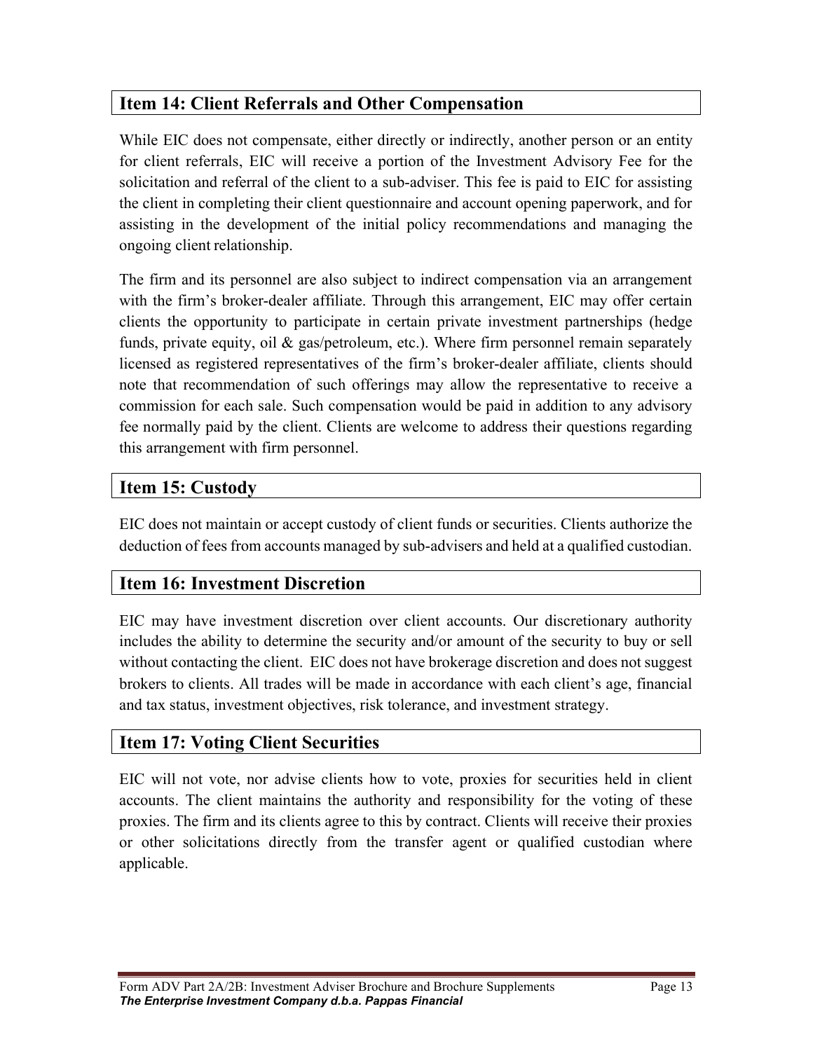## Item 14: Client Referrals and Other Compensation

While EIC does not compensate, either directly or indirectly, another person or an entity for client referrals, EIC will receive a portion of the Investment Advisory Fee for the solicitation and referral of the client to a sub-adviser. This fee is paid to EIC for assisting the client in completing their client questionnaire and account opening paperwork, and for assisting in the development of the initial policy recommendations and managing the ongoing client relationship.

The firm and its personnel are also subject to indirect compensation via an arrangement with the firm's broker-dealer affiliate. Through this arrangement, EIC may offer certain clients the opportunity to participate in certain private investment partnerships (hedge funds, private equity, oil & gas/petroleum, etc.). Where firm personnel remain separately licensed as registered representatives of the firm's broker-dealer affiliate, clients should note that recommendation of such offerings may allow the representative to receive a commission for each sale. Such compensation would be paid in addition to any advisory fee normally paid by the client. Clients are welcome to address their questions regarding this arrangement with firm personnel.

## Item 15: Custody

EIC does not maintain or accept custody of client funds or securities. Clients authorize the deduction of fees from accounts managed by sub-advisers and held at a qualified custodian.

## Item 16: Investment Discretion

EIC may have investment discretion over client accounts. Our discretionary authority includes the ability to determine the security and/or amount of the security to buy or sell without contacting the client. EIC does not have brokerage discretion and does not suggest brokers to clients. All trades will be made in accordance with each client's age, financial and tax status, investment objectives, risk tolerance, and investment strategy.

## Item 17: Voting Client Securities

EIC will not vote, nor advise clients how to vote, proxies for securities held in client accounts. The client maintains the authority and responsibility for the voting of these proxies. The firm and its clients agree to this by contract. Clients will receive their proxies or other solicitations directly from the transfer agent or qualified custodian where applicable.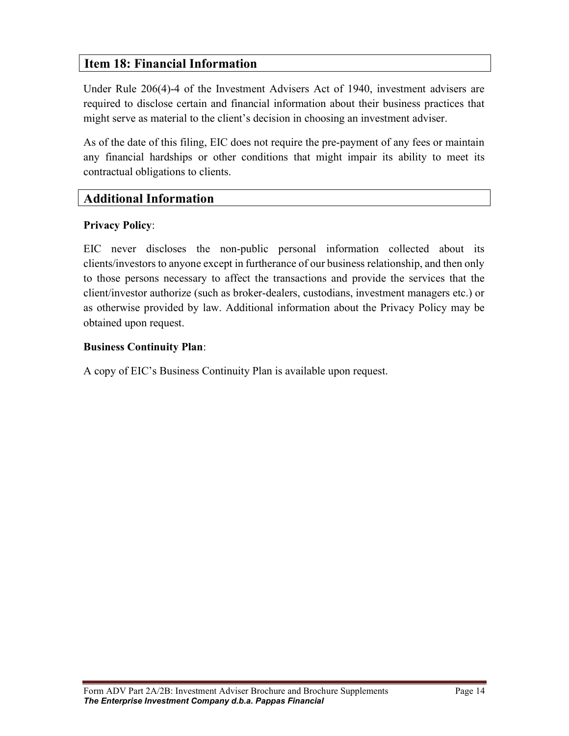## Item 18: Financial Information

Under Rule 206(4)-4 of the Investment Advisers Act of 1940, investment advisers are required to disclose certain and financial information about their business practices that might serve as material to the client's decision in choosing an investment adviser.

As of the date of this filing, EIC does not require the pre-payment of any fees or maintain any financial hardships or other conditions that might impair its ability to meet its contractual obligations to clients.

## Additional Information

**Privacy Policy**:

EIC never discloses the non-public personal information collected about its clients/investors to anyone except in furtherance of our business relationship, and then only to those persons necessary to affect the transactions and provide the services that the client/investor authorize (such as broker-dealers, custodians, investment managers etc.) or as otherwise provided by law. Additional information about the Privacy Policy may be obtained upon request.

**Business Continuity Plan**:

A copy of EIC's Business Continuity Plan is available upon request.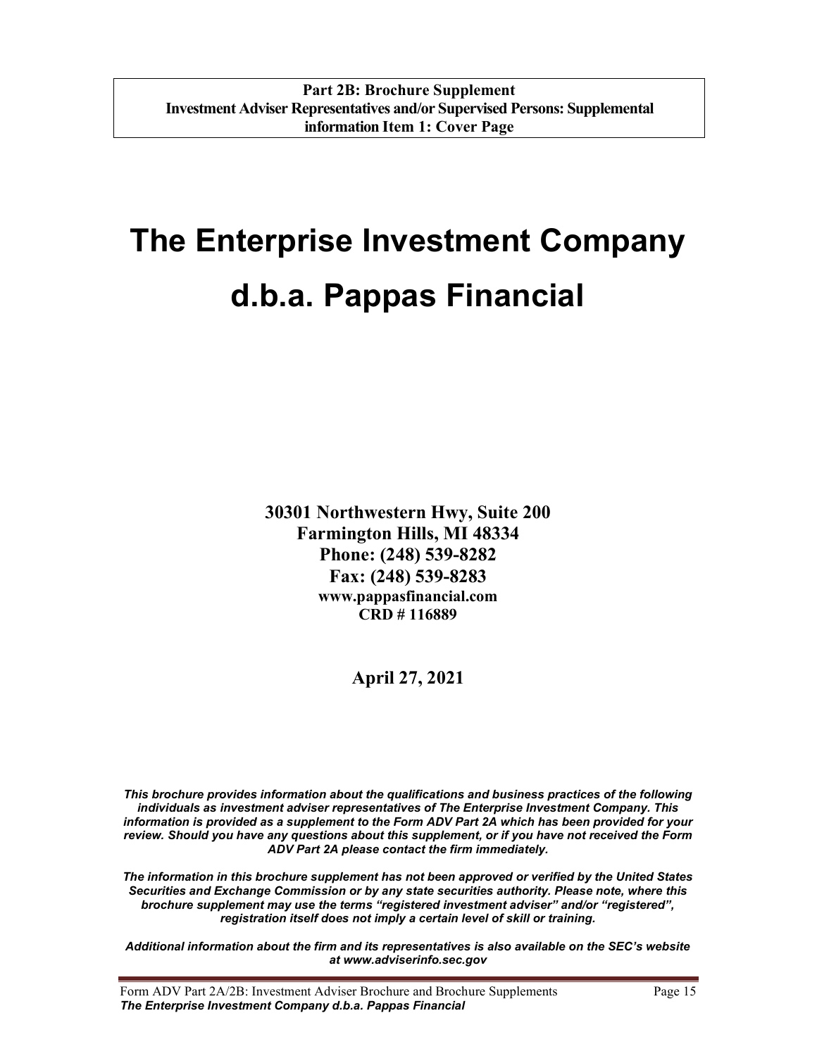**Part 2B: Brochure Supplement**
**Investment Adviser Representatives and/or Supervised Persons: Supplemental information Item 1: Cover Page**

# The Enterprise Investment Company d.b.a. Pappas Financial

**30301 Northwestern Hwy, Suite 200**
**Farmington Hills, MI 48334**
**Phone: (248) 539-8282**
**Fax: (248) 539-8283**
**www.pappasfinancial.com**
**CRD # 116889**

**April 27, 2021**

***This brochure provides information about the qualifications and business practices of the following individuals as investment adviser representatives of The Enterprise Investment Company. This information is provided as a supplement to the Form ADV Part 2A which has been provided for your review. Should you have any questions about this supplement, or if you have not received the Form ADV Part 2A please contact the firm immediately.***

***The information in this brochure supplement has not been approved or verified by the United States Securities and Exchange Commission or by any state securities authority. Please note, where this brochure supplement may use the terms "registered investment adviser" and/or "registered", registration itself does not imply a certain level of skill or training.***

***Additional information about the firm and its representatives is also available on the SEC's website at www.adviserinfo.sec.gov***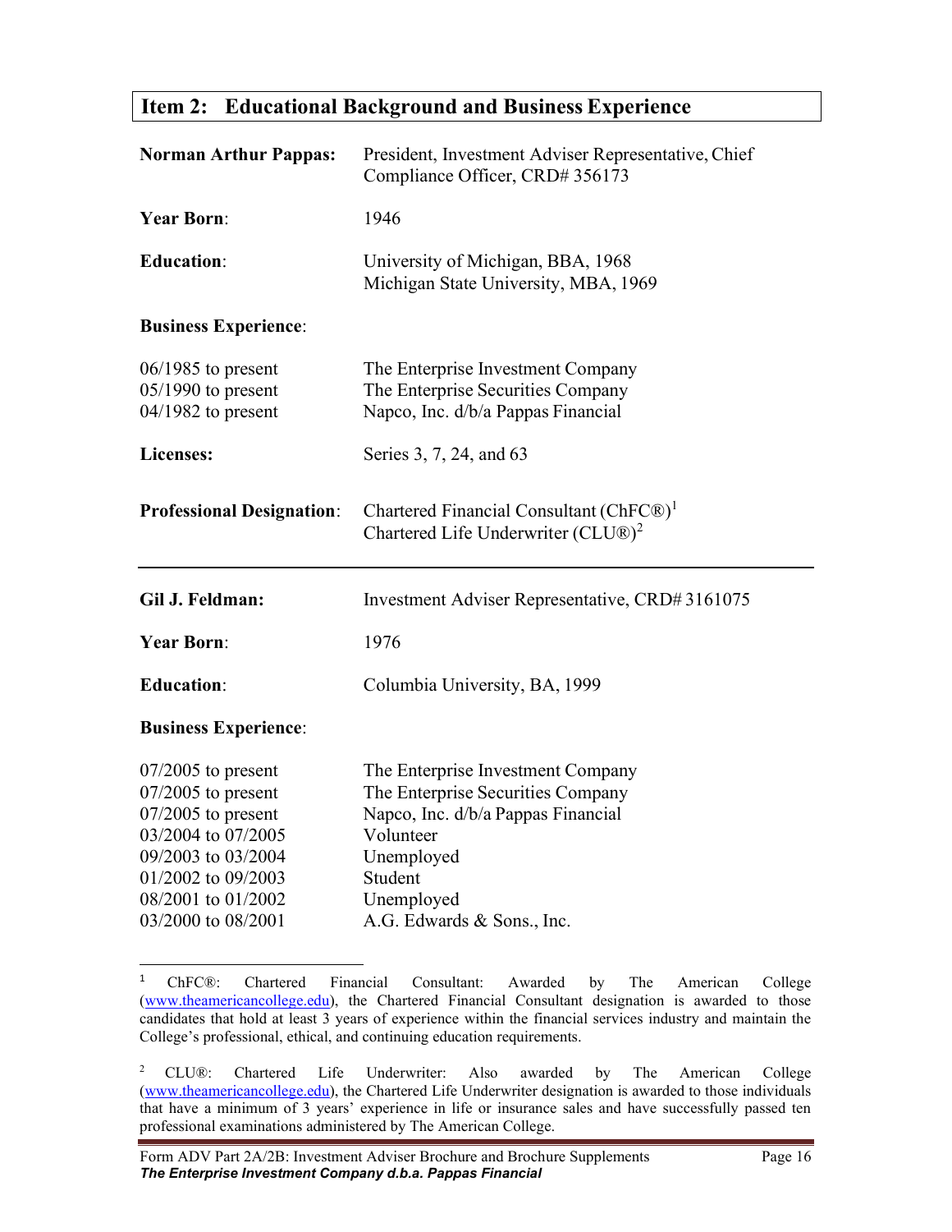## Item 2: Educational Background and Business Experience

**Norman Arthur Pappas:** President, Investment Adviser Representative, Chief Compliance Officer, CRD# 356173

**Year Born**: 1946

**Education**:
University of Michigan, BBA, 1968
Michigan State University, MBA, 1969

**Business Experience**:

| | |
|---|---|
| 06/1985 to present | The Enterprise Investment Company |
| 05/1990 to present | The Enterprise Securities Company |
| 04/1982 to present | Napco, Inc. d/b/a Pappas Financial |

**Licenses:** Series 3, 7, 24, and 63

**Professional Designation**:
Chartered Financial Consultant (ChFC®)[1]
Chartered Life Underwriter (CLU®)[2]

---

**Gil J. Feldman:** Investment Adviser Representative, CRD# 3161075

**Year Born**: 1976

**Education**: Columbia University, BA, 1999

**Business Experience**:

| | |
|---|---|
| 07/2005 to present | The Enterprise Investment Company |
| 07/2005 to present | The Enterprise Securities Company |
| 07/2005 to present | Napco, Inc. d/b/a Pappas Financial |
| 03/2004 to 07/2005 | Volunteer |
| 09/2003 to 03/2004 | Unemployed |
| 01/2002 to 09/2003 | Student |
| 08/2001 to 01/2002 | Unemployed |
| 03/2000 to 08/2001 | A.G. Edwards & Sons., Inc. |

---

[1] ChFC®: Chartered Financial Consultant: Awarded by The American College (www.theamericancollege.edu), the Chartered Financial Consultant designation is awarded to those candidates that hold at least 3 years of experience within the financial services industry and maintain the College's professional, ethical, and continuing education requirements.

[2] CLU®: Chartered Life Underwriter: Also awarded by The American College (www.theamericancollege.edu), the Chartered Life Underwriter designation is awarded to those individuals that have a minimum of 3 years' experience in life or insurance sales and have successfully passed ten professional examinations administered by The American College.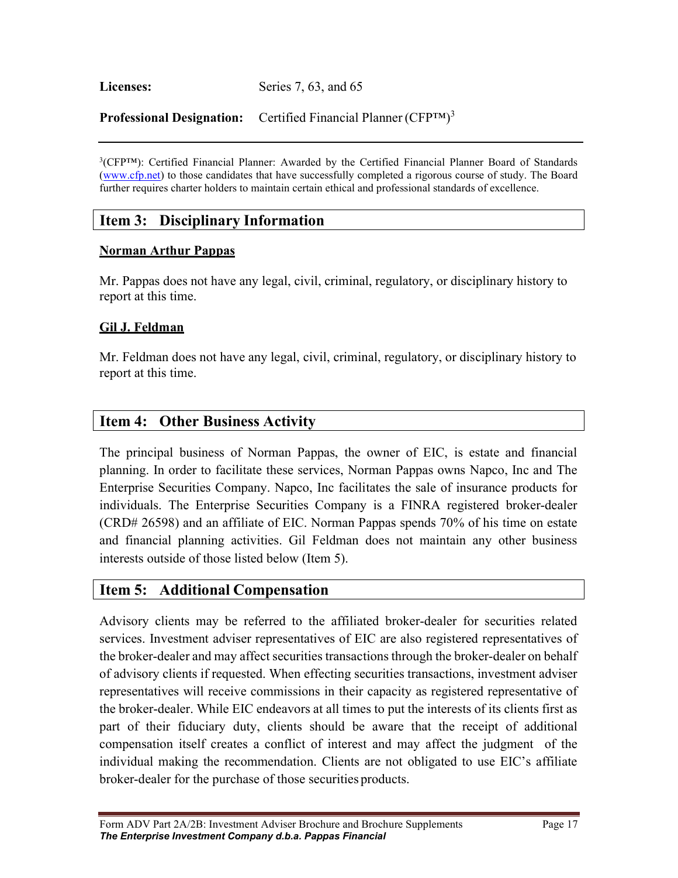**Licenses:** Series 7, 63, and 65

**Professional Designation:** Certified Financial Planner (CFP™)[3]

---

[3](CFP™): Certified Financial Planner: Awarded by the Certified Financial Planner Board of Standards (www.cfp.net) to those candidates that have successfully completed a rigorous course of study. The Board further requires charter holders to maintain certain ethical and professional standards of excellence.

## Item 3: Disciplinary Information

**Norman Arthur Pappas**

Mr. Pappas does not have any legal, civil, criminal, regulatory, or disciplinary history to report at this time.

**Gil J. Feldman**

Mr. Feldman does not have any legal, civil, criminal, regulatory, or disciplinary history to report at this time.

## Item 4: Other Business Activity

The principal business of Norman Pappas, the owner of EIC, is estate and financial planning. In order to facilitate these services, Norman Pappas owns Napco, Inc and The Enterprise Securities Company. Napco, Inc facilitates the sale of insurance products for individuals. The Enterprise Securities Company is a FINRA registered broker-dealer (CRD# 26598) and an affiliate of EIC. Norman Pappas spends 70% of his time on estate and financial planning activities. Gil Feldman does not maintain any other business interests outside of those listed below (Item 5).

## Item 5: Additional Compensation

Advisory clients may be referred to the affiliated broker-dealer for securities related services. Investment adviser representatives of EIC are also registered representatives of the broker-dealer and may affect securities transactions through the broker-dealer on behalf of advisory clients if requested. When effecting securities transactions, investment adviser representatives will receive commissions in their capacity as registered representative of the broker-dealer. While EIC endeavors at all times to put the interests of its clients first as part of their fiduciary duty, clients should be aware that the receipt of additional compensation itself creates a conflict of interest and may affect the judgment of the individual making the recommendation. Clients are not obligated to use EIC's affiliate broker-dealer for the purchase of those securities products.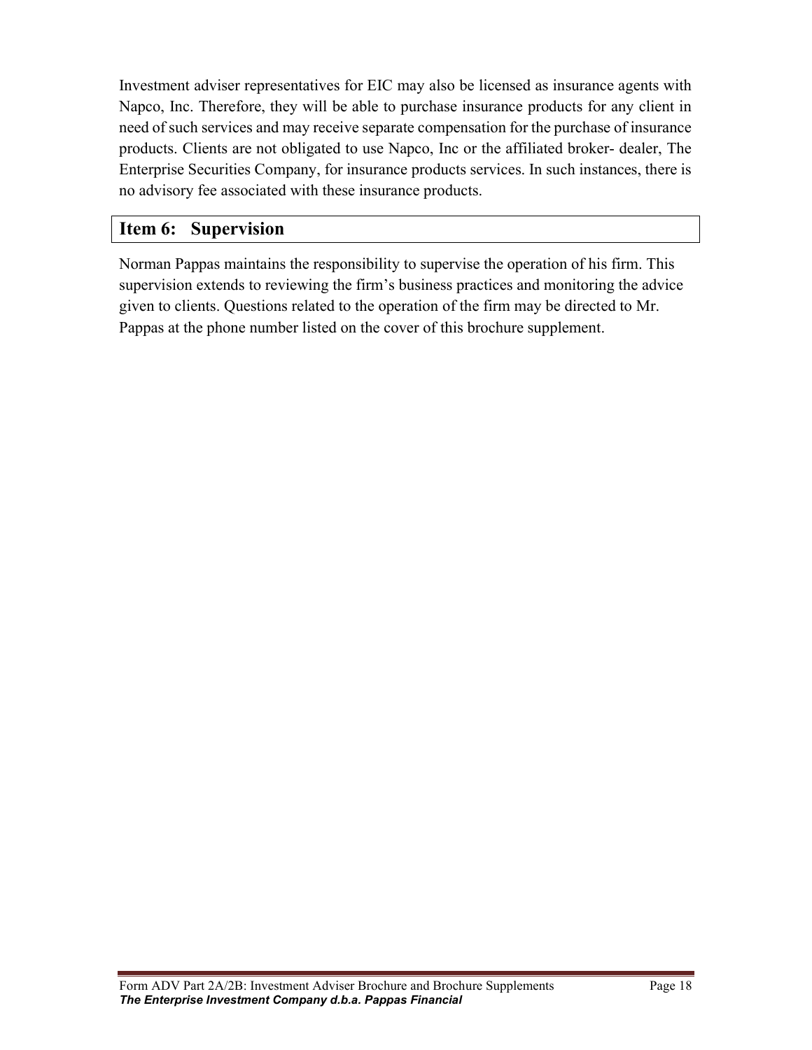Investment adviser representatives for EIC may also be licensed as insurance agents with Napco, Inc. Therefore, they will be able to purchase insurance products for any client in need of such services and may receive separate compensation for the purchase of insurance products. Clients are not obligated to use Napco, Inc or the affiliated broker- dealer, The Enterprise Securities Company, for insurance products services. In such instances, there is no advisory fee associated with these insurance products.

## Item 6: Supervision

Norman Pappas maintains the responsibility to supervise the operation of his firm. This supervision extends to reviewing the firm's business practices and monitoring the advice given to clients. Questions related to the operation of the firm may be directed to Mr. Pappas at the phone number listed on the cover of this brochure supplement.